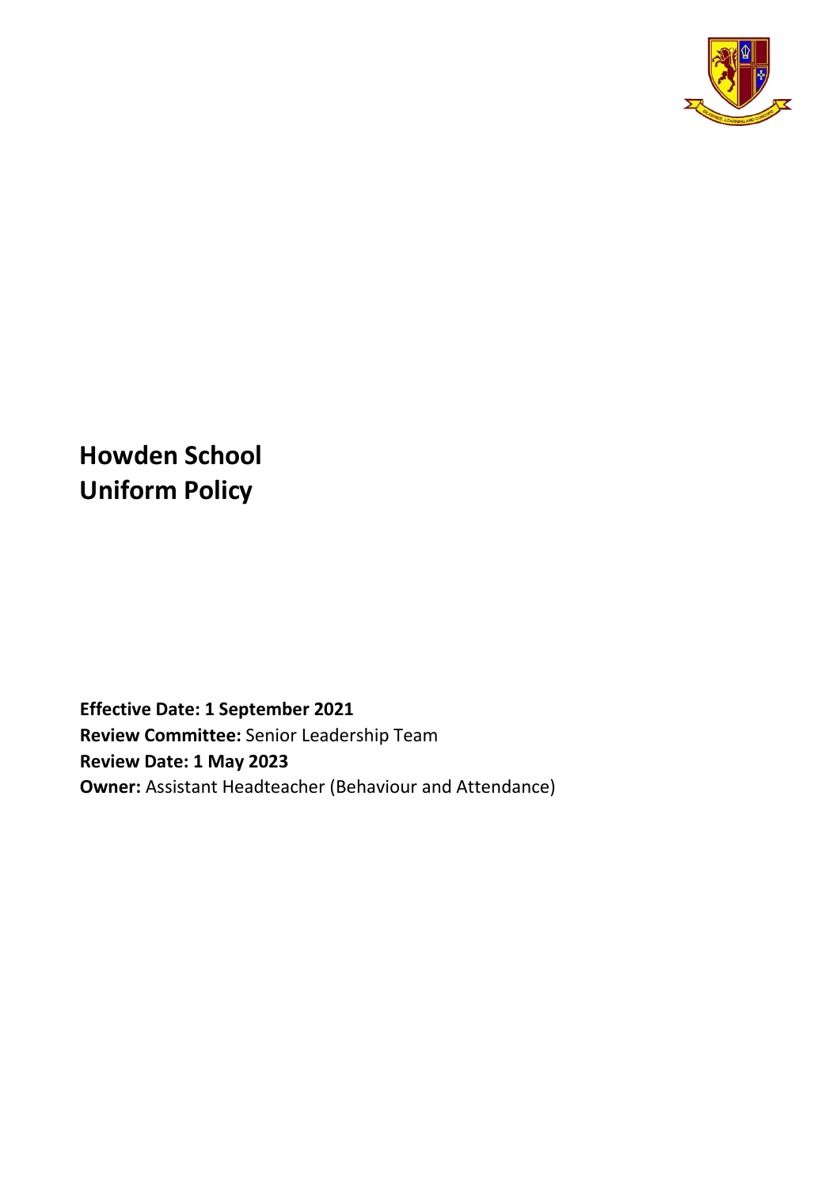# Howden School
# Uniform Policy

**Effective Date: 1 September 2021**
**Review Committee:** Senior Leadership Team
**Review Date: 1 May 2023**
**Owner:** Assistant Headteacher (Behaviour and Attendance)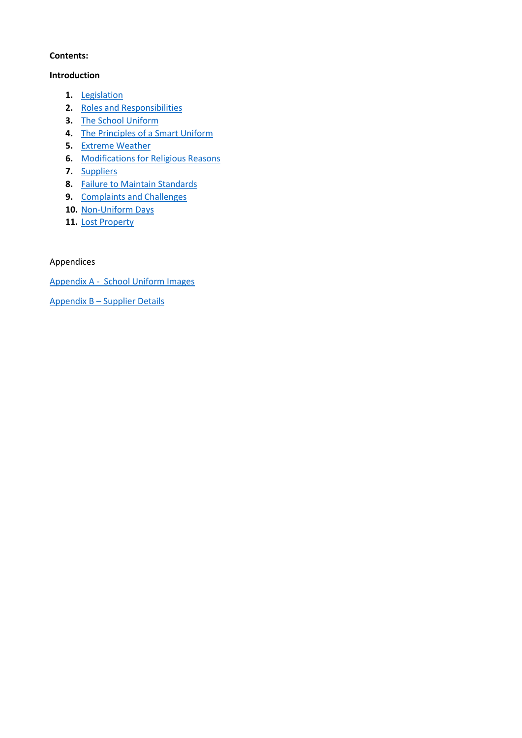**Contents:**

**Introduction**

1. Legislation
2. Roles and Responsibilities
3. The School Uniform
4. The Principles of a Smart Uniform
5. Extreme Weather
6. Modifications for Religious Reasons
7. Suppliers
8. Failure to Maintain Standards
9. Complaints and Challenges
10. Non-Uniform Days
11. Lost Property

Appendices

Appendix A - School Uniform Images

Appendix B – Supplier Details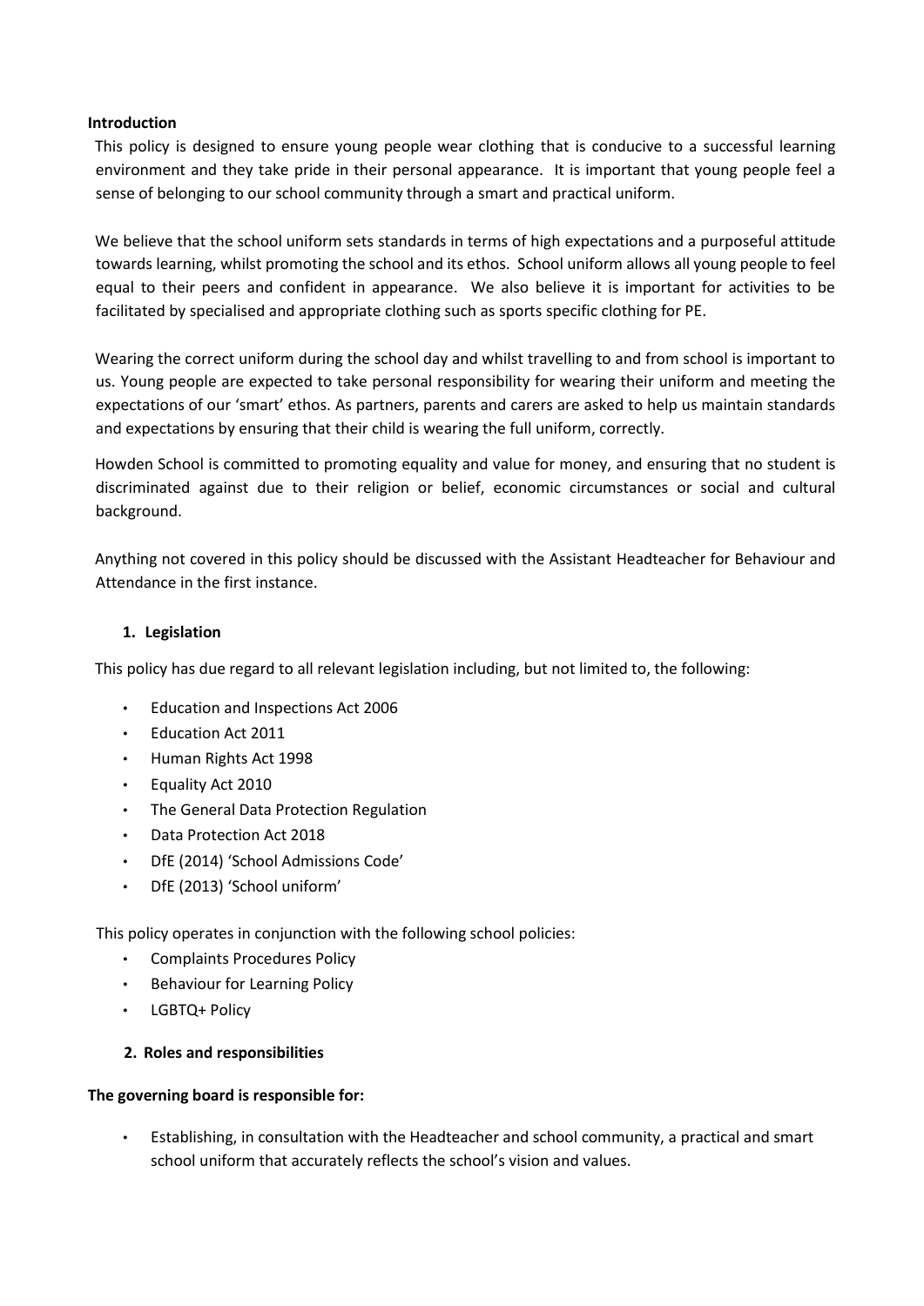## Introduction

This policy is designed to ensure young people wear clothing that is conducive to a successful learning environment and they take pride in their personal appearance. It is important that young people feel a sense of belonging to our school community through a smart and practical uniform.

We believe that the school uniform sets standards in terms of high expectations and a purposeful attitude towards learning, whilst promoting the school and its ethos. School uniform allows all young people to feel equal to their peers and confident in appearance. We also believe it is important for activities to be facilitated by specialised and appropriate clothing such as sports specific clothing for PE.

Wearing the correct uniform during the school day and whilst travelling to and from school is important to us. Young people are expected to take personal responsibility for wearing their uniform and meeting the expectations of our 'smart' ethos. As partners, parents and carers are asked to help us maintain standards and expectations by ensuring that their child is wearing the full uniform, correctly.

Howden School is committed to promoting equality and value for money, and ensuring that no student is discriminated against due to their religion or belief, economic circumstances or social and cultural background.

Anything not covered in this policy should be discussed with the Assistant Headteacher for Behaviour and Attendance in the first instance.

## 1. Legislation

This policy has due regard to all relevant legislation including, but not limited to, the following:

- Education and Inspections Act 2006
- Education Act 2011
- Human Rights Act 1998
- Equality Act 2010
- The General Data Protection Regulation
- Data Protection Act 2018
- DfE (2014) 'School Admissions Code'
- DfE (2013) 'School uniform'

This policy operates in conjunction with the following school policies:

- Complaints Procedures Policy
- Behaviour for Learning Policy
- LGBTQ+ Policy

## 2. Roles and responsibilities

**The governing board is responsible for:**

- Establishing, in consultation with the Headteacher and school community, a practical and smart school uniform that accurately reflects the school's vision and values.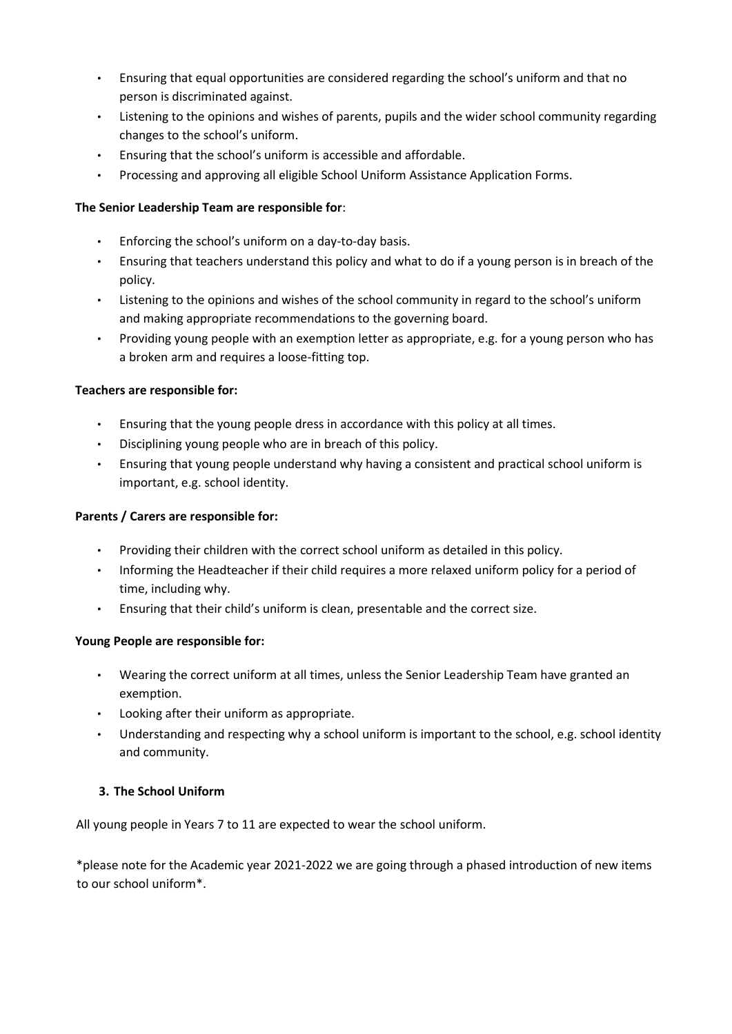- Ensuring that equal opportunities are considered regarding the school's uniform and that no person is discriminated against.
- Listening to the opinions and wishes of parents, pupils and the wider school community regarding changes to the school's uniform.
- Ensuring that the school's uniform is accessible and affordable.
- Processing and approving all eligible School Uniform Assistance Application Forms.

**The Senior Leadership Team are responsible for**:

- Enforcing the school's uniform on a day-to-day basis.
- Ensuring that teachers understand this policy and what to do if a young person is in breach of the policy.
- Listening to the opinions and wishes of the school community in regard to the school's uniform and making appropriate recommendations to the governing board.
- Providing young people with an exemption letter as appropriate, e.g. for a young person who has a broken arm and requires a loose-fitting top.

**Teachers are responsible for:**

- Ensuring that the young people dress in accordance with this policy at all times.
- Disciplining young people who are in breach of this policy.
- Ensuring that young people understand why having a consistent and practical school uniform is important, e.g. school identity.

**Parents / Carers are responsible for:**

- Providing their children with the correct school uniform as detailed in this policy.
- Informing the Headteacher if their child requires a more relaxed uniform policy for a period of time, including why.
- Ensuring that their child's uniform is clean, presentable and the correct size.

**Young People are responsible for:**

- Wearing the correct uniform at all times, unless the Senior Leadership Team have granted an exemption.
- Looking after their uniform as appropriate.
- Understanding and respecting why a school uniform is important to the school, e.g. school identity and community.

## 3. The School Uniform

All young people in Years 7 to 11 are expected to wear the school uniform.

*please note for the Academic year 2021-2022 we are going through a phased introduction of new items to our school uniform*.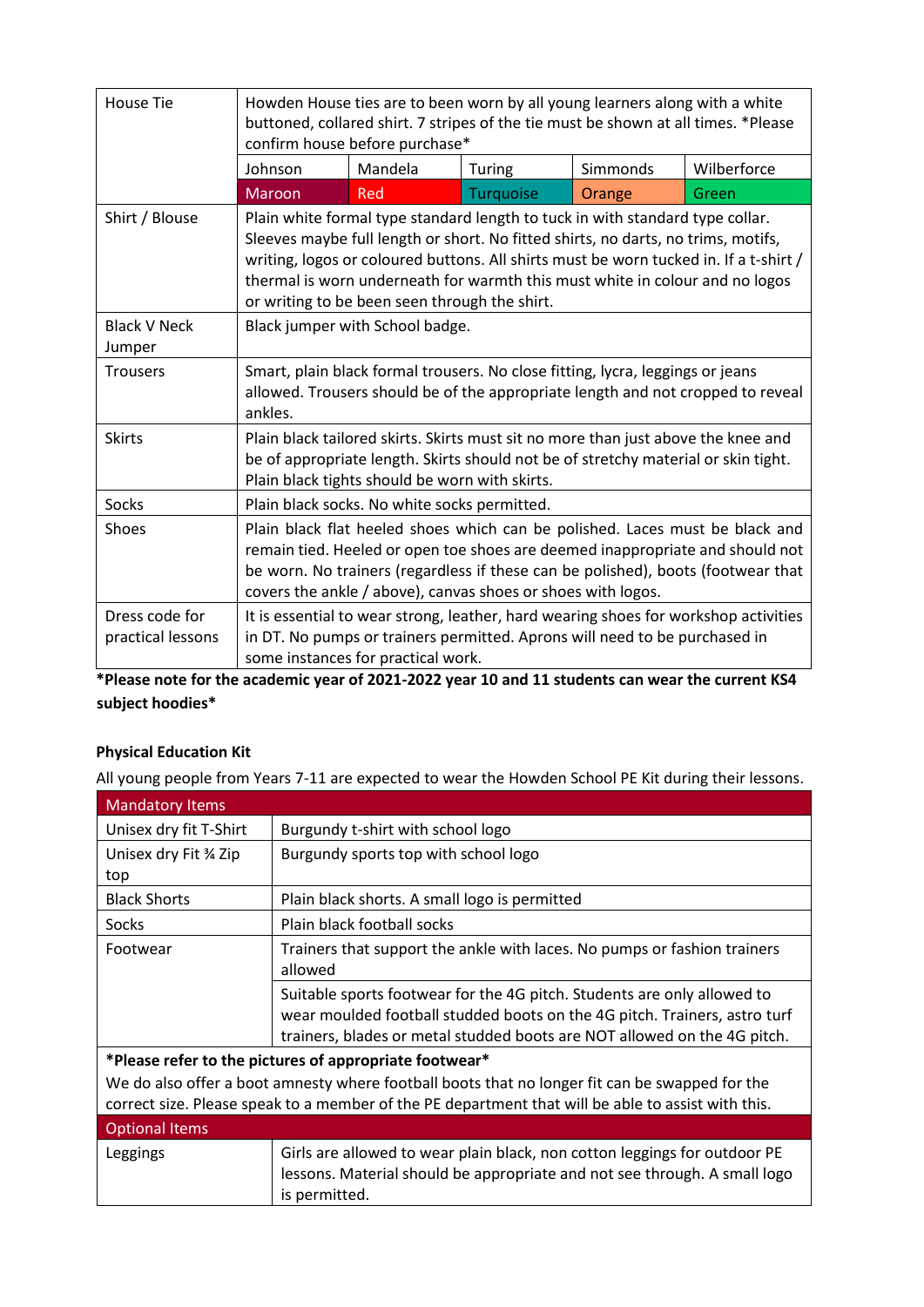| House Tie | Howden House ties are to been worn by all young learners along with a white buttoned, collared shirt. 7 stripes of the tie must be shown at all times. *Please confirm house before purchase* | | | | |
|---|---|---|---|---|---|
| | Johnson | Mandela | Turing | Simmonds | Wilberforce |
| | Maroon | Red | Turquoise | Orange | Green |
| Shirt / Blouse | Plain white formal type standard length to tuck in with standard type collar. Sleeves maybe full length or short. No fitted shirts, no darts, no trims, motifs, writing, logos or coloured buttons. All shirts must be worn tucked in. If a t-shirt / thermal is worn underneath for warmth this must white in colour and no logos or writing to be been seen through the shirt. | | | | |
| Black V Neck Jumper | Black jumper with School badge. | | | | |
| Trousers | Smart, plain black formal trousers. No close fitting, lycra, leggings or jeans allowed. Trousers should be of the appropriate length and not cropped to reveal ankles. | | | | |
| Skirts | Plain black tailored skirts. Skirts must sit no more than just above the knee and be of appropriate length. Skirts should not be of stretchy material or skin tight. Plain black tights should be worn with skirts. | | | | |
| Socks | Plain black socks. No white socks permitted. | | | | |
| Shoes | Plain black flat heeled shoes which can be polished. Laces must be black and remain tied. Heeled or open toe shoes are deemed inappropriate and should not be worn. No trainers (regardless if these can be polished), boots (footwear that covers the ankle / above), canvas shoes or shoes with logos. | | | | |
| Dress code for practical lessons | It is essential to wear strong, leather, hard wearing shoes for workshop activities in DT. No pumps or trainers permitted. Aprons will need to be purchased in some instances for practical work. | | | | |

**\*Please note for the academic year of 2021-2022 year 10 and 11 students can wear the current KS4 subject hoodies\***

**Physical Education Kit**

All young people from Years 7-11 are expected to wear the Howden School PE Kit during their lessons.

| Mandatory Items | |
|---|---|
| Unisex dry fit T-Shirt | Burgundy t-shirt with school logo |
| Unisex dry Fit ¾ Zip top | Burgundy sports top with school logo |
| Black Shorts | Plain black shorts. A small logo is permitted |
| Socks | Plain black football socks |
| Footwear | Trainers that support the ankle with laces. No pumps or fashion trainers allowed |
| | Suitable sports footwear for the 4G pitch. Students are only allowed to wear moulded football studded boots on the 4G pitch. Trainers, astro turf trainers, blades or metal studded boots are NOT allowed on the 4G pitch. |
| **\*Please refer to the pictures of appropriate footwear\*** We do also offer a boot amnesty where football boots that no longer fit can be swapped for the correct size. Please speak to a member of the PE department that will be able to assist with this. | |
| Optional Items | |
| Leggings | Girls are allowed to wear plain black, non cotton leggings for outdoor PE lessons. Material should be appropriate and not see through. A small logo is permitted. |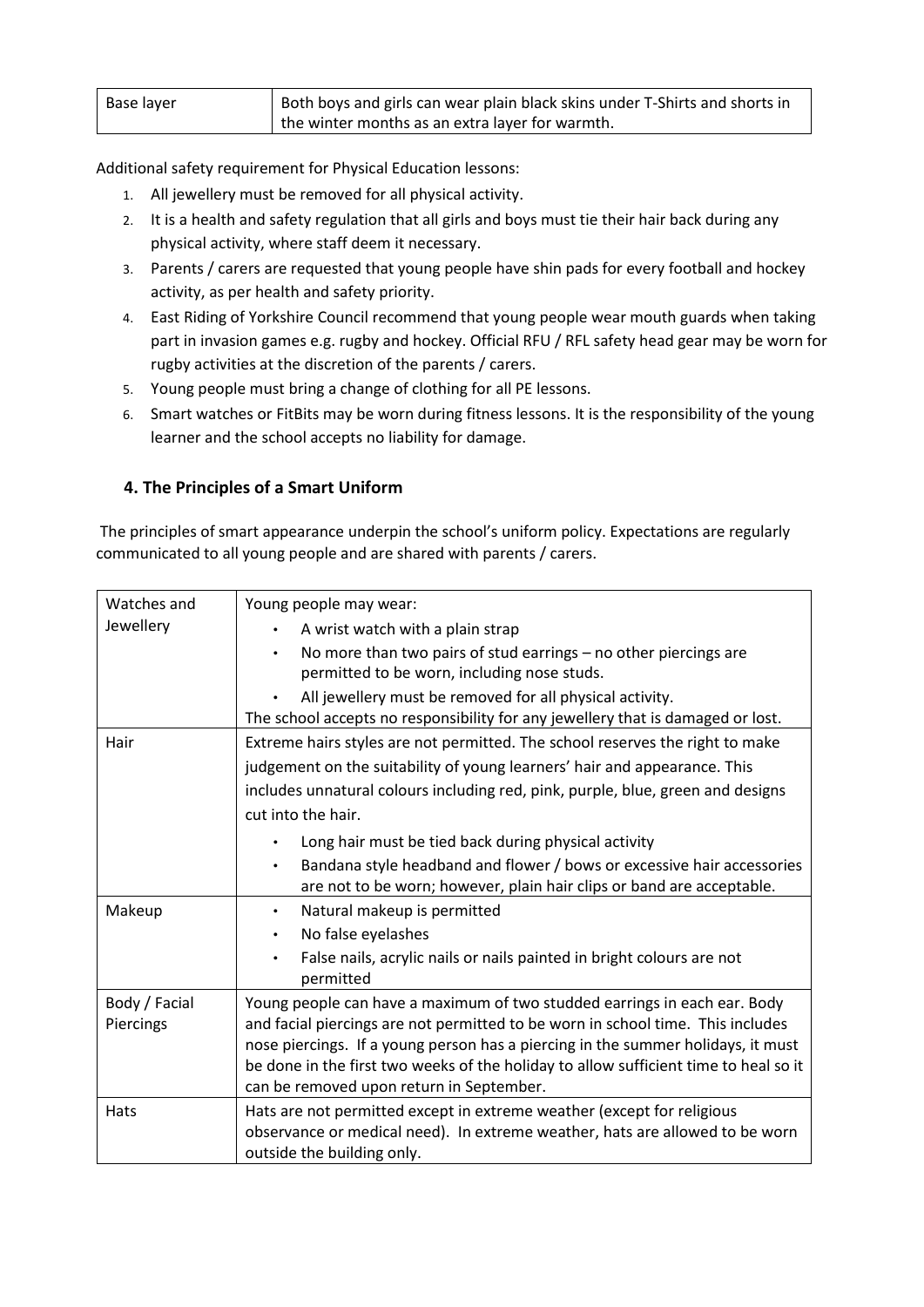| Base layer | Both boys and girls can wear plain black skins under T-Shirts and shorts in the winter months as an extra layer for warmth. |
|---|---|

Additional safety requirement for Physical Education lessons:

1. All jewellery must be removed for all physical activity.
2. It is a health and safety regulation that all girls and boys must tie their hair back during any physical activity, where staff deem it necessary.
3. Parents / carers are requested that young people have shin pads for every football and hockey activity, as per health and safety priority.
4. East Riding of Yorkshire Council recommend that young people wear mouth guards when taking part in invasion games e.g. rugby and hockey. Official RFU / RFL safety head gear may be worn for rugby activities at the discretion of the parents / carers.
5. Young people must bring a change of clothing for all PE lessons.
6. Smart watches or FitBits may be worn during fitness lessons. It is the responsibility of the young learner and the school accepts no liability for damage.

## 4. The Principles of a Smart Uniform

The principles of smart appearance underpin the school's uniform policy. Expectations are regularly communicated to all young people and are shared with parents / carers.

| Watches and Jewellery | Young people may wear:<br>• A wrist watch with a plain strap<br>• No more than two pairs of stud earrings – no other piercings are permitted to be worn, including nose studs.<br>• All jewellery must be removed for all physical activity.<br>The school accepts no responsibility for any jewellery that is damaged or lost. |
|---|---|
| Hair | Extreme hairs styles are not permitted. The school reserves the right to make judgement on the suitability of young learners' hair and appearance. This includes unnatural colours including red, pink, purple, blue, green and designs cut into the hair.<br>• Long hair must be tied back during physical activity<br>• Bandana style headband and flower / bows or excessive hair accessories are not to be worn; however, plain hair clips or band are acceptable. |
| Makeup | • Natural makeup is permitted<br>• No false eyelashes<br>• False nails, acrylic nails or nails painted in bright colours are not permitted |
| Body / Facial Piercings | Young people can have a maximum of two studded earrings in each ear. Body and facial piercings are not permitted to be worn in school time. This includes nose piercings. If a young person has a piercing in the summer holidays, it must be done in the first two weeks of the holiday to allow sufficient time to heal so it can be removed upon return in September. |
| Hats | Hats are not permitted except in extreme weather (except for religious observance or medical need). In extreme weather, hats are allowed to be worn outside the building only. |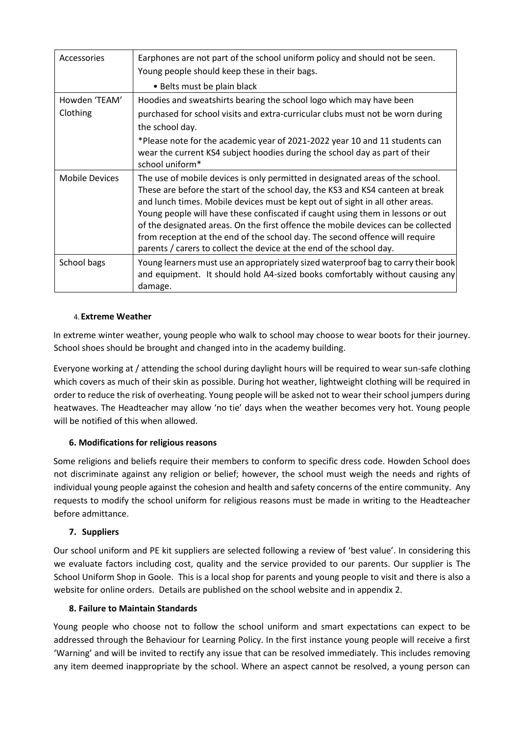| Accessories | Earphones are not part of the school uniform policy and should not be seen. Young people should keep these in their bags.<br>• Belts must be plain black |
| --- | --- |
| Howden 'TEAM' Clothing | Hoodies and sweatshirts bearing the school logo which may have been purchased for school visits and extra-curricular clubs must not be worn during the school day.<br>*Please note for the academic year of 2021-2022 year 10 and 11 students can wear the current KS4 subject hoodies during the school day as part of their school uniform* |
| Mobile Devices | The use of mobile devices is only permitted in designated areas of the school. These are before the start of the school day, the KS3 and KS4 canteen at break and lunch times. Mobile devices must be kept out of sight in all other areas. Young people will have these confiscated if caught using them in lessons or out of the designated areas. On the first offence the mobile devices can be collected from reception at the end of the school day. The second offence will require parents / carers to collect the device at the end of the school day. |
| School bags | Young learners must use an appropriately sized waterproof bag to carry their book and equipment. It should hold A4-sized books comfortably without causing any damage. |

## 4. Extreme Weather

In extreme winter weather, young people who walk to school may choose to wear boots for their journey. School shoes should be brought and changed into in the academy building.

Everyone working at / attending the school during daylight hours will be required to wear sun-safe clothing which covers as much of their skin as possible. During hot weather, lightweight clothing will be required in order to reduce the risk of overheating. Young people will be asked not to wear their school jumpers during heatwaves. The Headteacher may allow 'no tie' days when the weather becomes very hot. Young people will be notified of this when allowed.

## 6. Modifications for religious reasons

Some religions and beliefs require their members to conform to specific dress code. Howden School does not discriminate against any religion or belief; however, the school must weigh the needs and rights of individual young people against the cohesion and health and safety concerns of the entire community. Any requests to modify the school uniform for religious reasons must be made in writing to the Headteacher before admittance.

## 7. Suppliers

Our school uniform and PE kit suppliers are selected following a review of 'best value'. In considering this we evaluate factors including cost, quality and the service provided to our parents. Our supplier is The School Uniform Shop in Goole. This is a local shop for parents and young people to visit and there is also a website for online orders. Details are published on the school website and in appendix 2.

## 8. Failure to Maintain Standards

Young people who choose not to follow the school uniform and smart expectations can expect to be addressed through the Behaviour for Learning Policy. In the first instance young people will receive a first 'Warning' and will be invited to rectify any issue that can be resolved immediately. This includes removing any item deemed inappropriate by the school. Where an aspect cannot be resolved, a young person can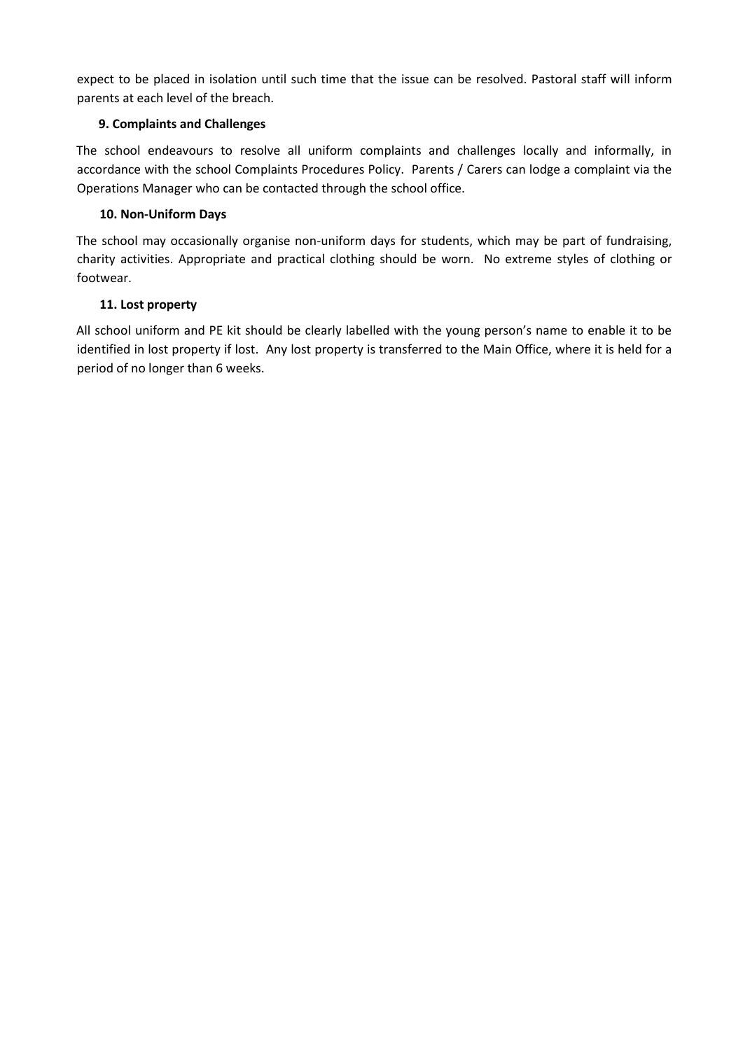expect to be placed in isolation until such time that the issue can be resolved. Pastoral staff will inform parents at each level of the breach.

### 9. Complaints and Challenges

The school endeavours to resolve all uniform complaints and challenges locally and informally, in accordance with the school Complaints Procedures Policy. Parents / Carers can lodge a complaint via the Operations Manager who can be contacted through the school office.

### 10. Non-Uniform Days

The school may occasionally organise non-uniform days for students, which may be part of fundraising, charity activities. Appropriate and practical clothing should be worn. No extreme styles of clothing or footwear.

### 11. Lost property

All school uniform and PE kit should be clearly labelled with the young person's name to enable it to be identified in lost property if lost. Any lost property is transferred to the Main Office, where it is held for a period of no longer than 6 weeks.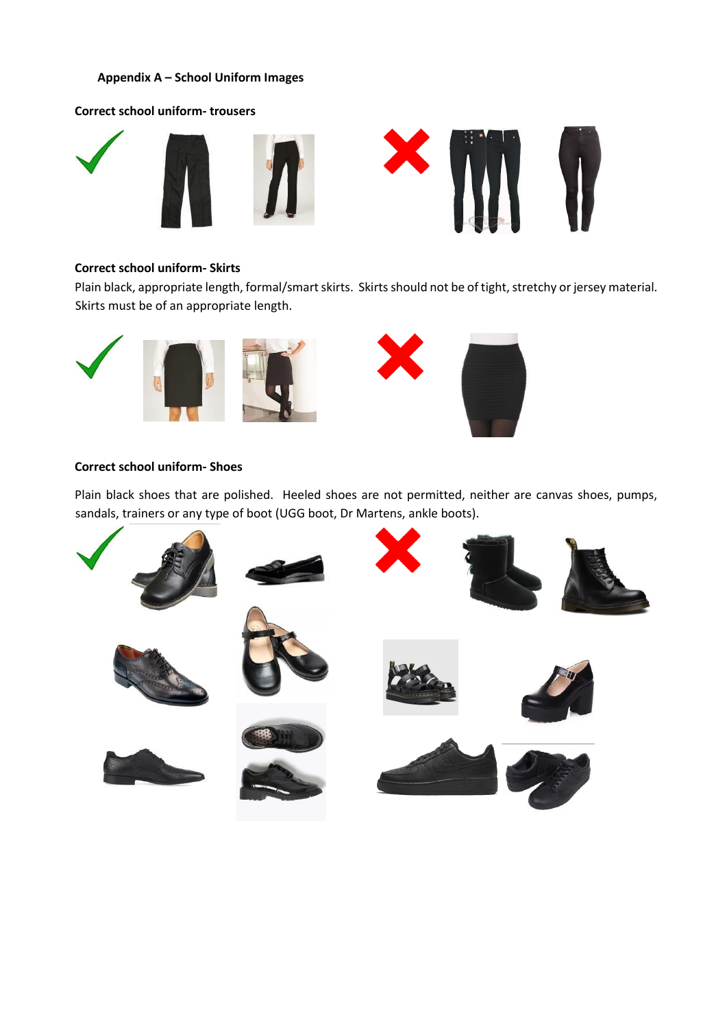## Appendix A – School Uniform Images

**Correct school uniform- trousers**

**Correct school uniform- Skirts**

Plain black, appropriate length, formal/smart skirts. Skirts should not be of tight, stretchy or jersey material. Skirts must be of an appropriate length.

**Correct school uniform- Shoes**

Plain black shoes that are polished. Heeled shoes are not permitted, neither are canvas shoes, pumps, sandals, trainers or any type of boot (UGG boot, Dr Martens, ankle boots).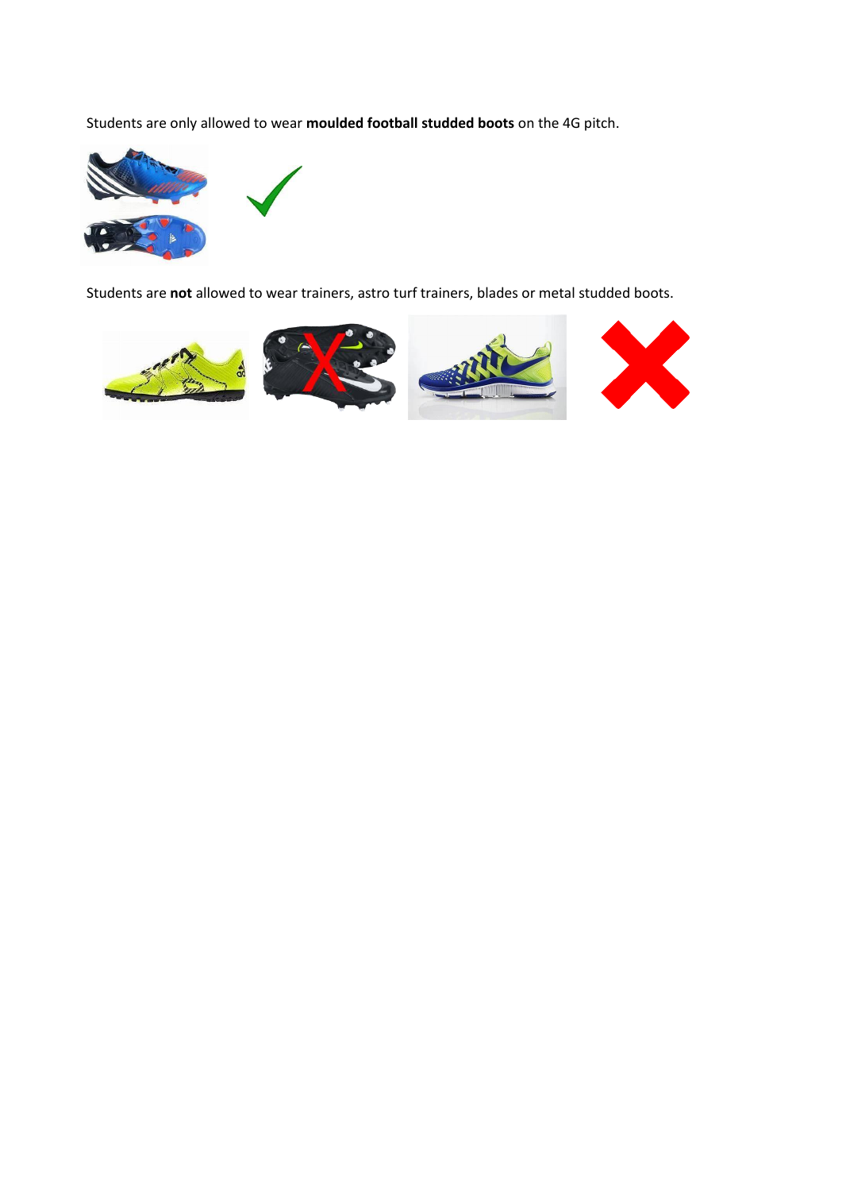Students are only allowed to wear **moulded football studded boots** on the 4G pitch.

Students are **not** allowed to wear trainers, astro turf trainers, blades or metal studded boots.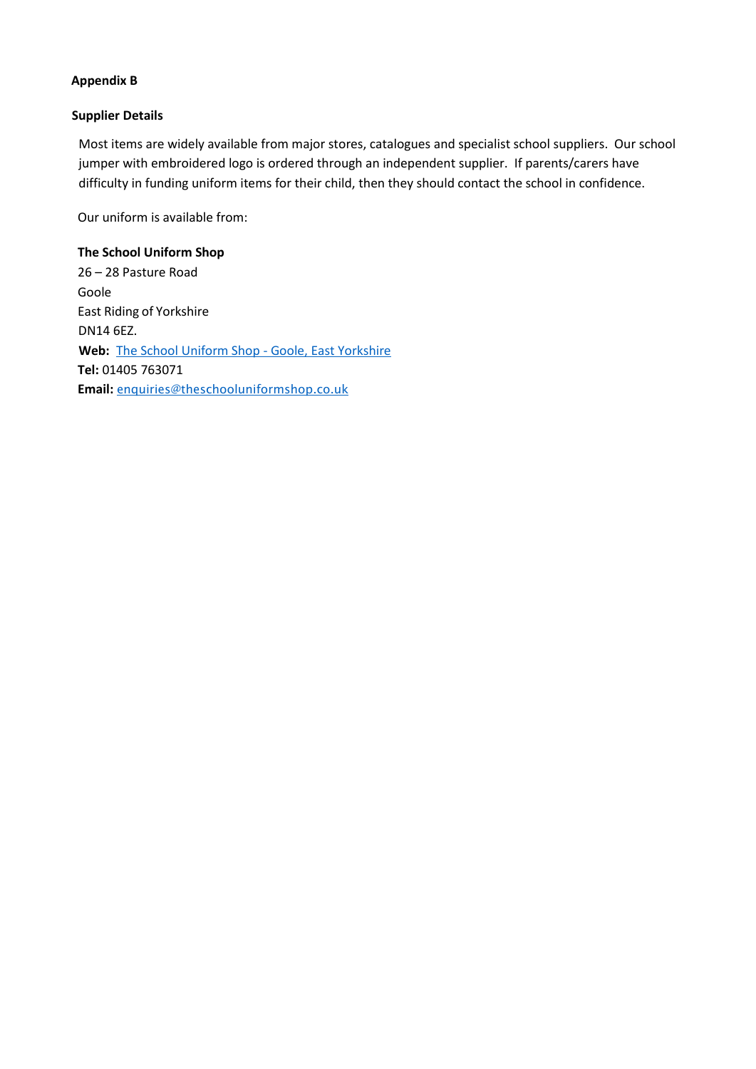**Appendix B**

**Supplier Details**

Most items are widely available from major stores, catalogues and specialist school suppliers. Our school jumper with embroidered logo is ordered through an independent supplier. If parents/carers have difficulty in funding uniform items for their child, then they should contact the school in confidence.

Our uniform is available from:

**The School Uniform Shop**
26 – 28 Pasture Road
Goole
East Riding of Yorkshire
DN14 6EZ.
**Web:** The School Uniform Shop - Goole, East Yorkshire
**Tel:** 01405 763071
**Email:** enquiries@theschooluniformshop.co.uk